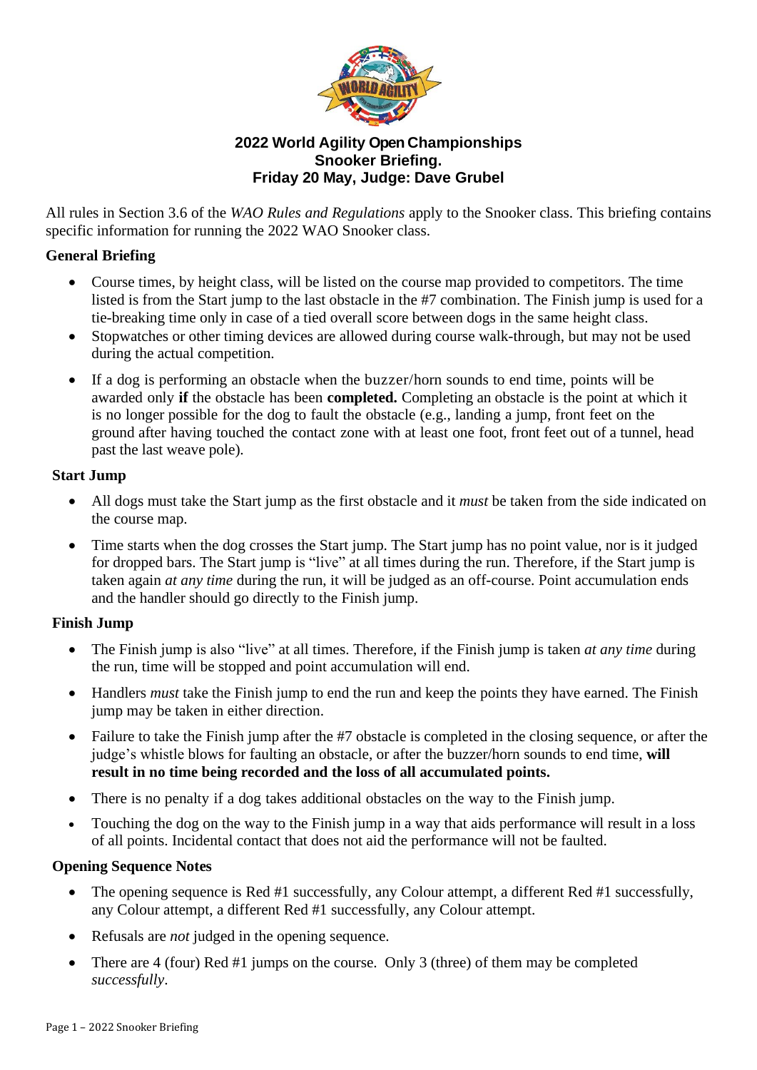# 2022 World Agility Open Championships
## Snooker Briefing.
## Friday 20 May, Judge: Dave Grubel

All rules in Section 3.6 of the *WAO Rules and Regulations* apply to the Snooker class. This briefing contains specific information for running the 2022 WAO Snooker class.

### General Briefing

- Course times, by height class, will be listed on the course map provided to competitors. The time listed is from the Start jump to the last obstacle in the #7 combination. The Finish jump is used for a tie-breaking time only in case of a tied overall score between dogs in the same height class.
- Stopwatches or other timing devices are allowed during course walk-through, but may not be used during the actual competition.
- If a dog is performing an obstacle when the buzzer/horn sounds to end time, points will be awarded only **if** the obstacle has been **completed.** Completing an obstacle is the point at which it is no longer possible for the dog to fault the obstacle (e.g., landing a jump, front feet on the ground after having touched the contact zone with at least one foot, front feet out of a tunnel, head past the last weave pole).

### Start Jump

- All dogs must take the Start jump as the first obstacle and it *must* be taken from the side indicated on the course map.
- Time starts when the dog crosses the Start jump. The Start jump has no point value, nor is it judged for dropped bars. The Start jump is "live" at all times during the run. Therefore, if the Start jump is taken again *at any time* during the run, it will be judged as an off-course. Point accumulation ends and the handler should go directly to the Finish jump.

### Finish Jump

- The Finish jump is also "live" at all times. Therefore, if the Finish jump is taken *at any time* during the run, time will be stopped and point accumulation will end.
- Handlers *must* take the Finish jump to end the run and keep the points they have earned. The Finish jump may be taken in either direction.
- Failure to take the Finish jump after the #7 obstacle is completed in the closing sequence, or after the judge's whistle blows for faulting an obstacle, or after the buzzer/horn sounds to end time, **will result in no time being recorded and the loss of all accumulated points.**
- There is no penalty if a dog takes additional obstacles on the way to the Finish jump.
- Touching the dog on the way to the Finish jump in a way that aids performance will result in a loss of all points. Incidental contact that does not aid the performance will not be faulted.

### Opening Sequence Notes

- The opening sequence is Red #1 successfully, any Colour attempt, a different Red #1 successfully, any Colour attempt, a different Red #1 successfully, any Colour attempt.
- Refusals are *not* judged in the opening sequence.
- There are 4 (four) Red #1 jumps on the course. Only 3 (three) of them may be completed *successfully*.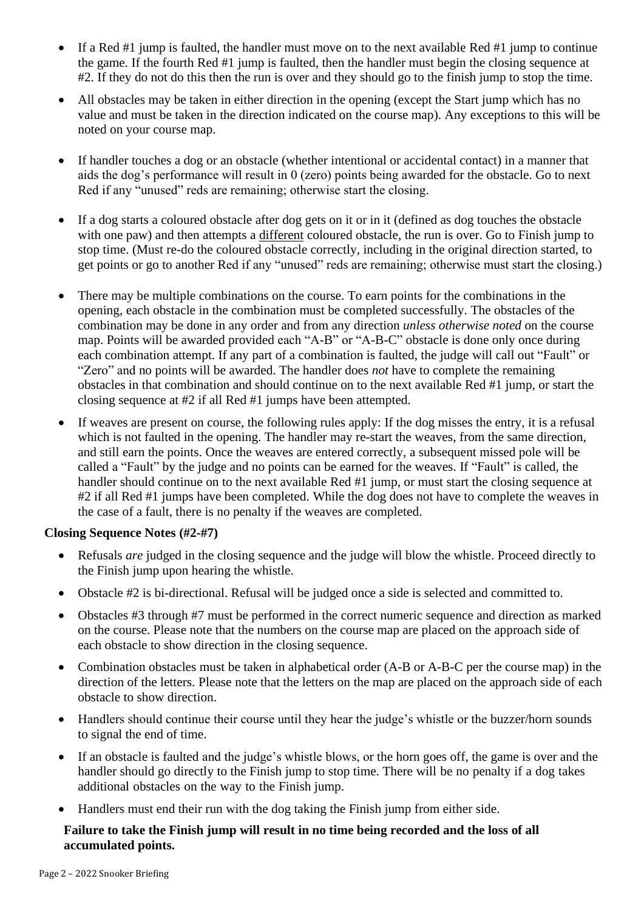- If a Red #1 jump is faulted, the handler must move on to the next available Red #1 jump to continue the game. If the fourth Red #1 jump is faulted, then the handler must begin the closing sequence at #2. If they do not do this then the run is over and they should go to the finish jump to stop the time.
- All obstacles may be taken in either direction in the opening (except the Start jump which has no value and must be taken in the direction indicated on the course map). Any exceptions to this will be noted on your course map.
- If handler touches a dog or an obstacle (whether intentional or accidental contact) in a manner that aids the dog's performance will result in 0 (zero) points being awarded for the obstacle. Go to next Red if any "unused" reds are remaining; otherwise start the closing.
- If a dog starts a coloured obstacle after dog gets on it or in it (defined as dog touches the obstacle with one paw) and then attempts a <u>different</u> coloured obstacle, the run is over. Go to Finish jump to stop time. (Must re-do the coloured obstacle correctly, including in the original direction started, to get points or go to another Red if any "unused" reds are remaining; otherwise must start the closing.)
- There may be multiple combinations on the course. To earn points for the combinations in the opening, each obstacle in the combination must be completed successfully. The obstacles of the combination may be done in any order and from any direction *unless otherwise noted* on the course map. Points will be awarded provided each "A-B" or "A-B-C" obstacle is done only once during each combination attempt. If any part of a combination is faulted, the judge will call out "Fault" or "Zero" and no points will be awarded. The handler does *not* have to complete the remaining obstacles in that combination and should continue on to the next available Red #1 jump, or start the closing sequence at #2 if all Red #1 jumps have been attempted.
- If weaves are present on course, the following rules apply: If the dog misses the entry, it is a refusal which is not faulted in the opening. The handler may re-start the weaves, from the same direction, and still earn the points. Once the weaves are entered correctly, a subsequent missed pole will be called a "Fault" by the judge and no points can be earned for the weaves. If "Fault" is called, the handler should continue on to the next available Red #1 jump, or must start the closing sequence at #2 if all Red #1 jumps have been completed. While the dog does not have to complete the weaves in the case of a fault, there is no penalty if the weaves are completed.

**Closing Sequence Notes (#2-#7)**

- Refusals *are* judged in the closing sequence and the judge will blow the whistle. Proceed directly to the Finish jump upon hearing the whistle.
- Obstacle #2 is bi-directional. Refusal will be judged once a side is selected and committed to.
- Obstacles #3 through #7 must be performed in the correct numeric sequence and direction as marked on the course. Please note that the numbers on the course map are placed on the approach side of each obstacle to show direction in the closing sequence.
- Combination obstacles must be taken in alphabetical order (A-B or A-B-C per the course map) in the direction of the letters. Please note that the letters on the map are placed on the approach side of each obstacle to show direction.
- Handlers should continue their course until they hear the judge's whistle or the buzzer/horn sounds to signal the end of time.
- If an obstacle is faulted and the judge's whistle blows, or the horn goes off, the game is over and the handler should go directly to the Finish jump to stop time. There will be no penalty if a dog takes additional obstacles on the way to the Finish jump.
- Handlers must end their run with the dog taking the Finish jump from either side.

**Failure to take the Finish jump will result in no time being recorded and the loss of all accumulated points.**